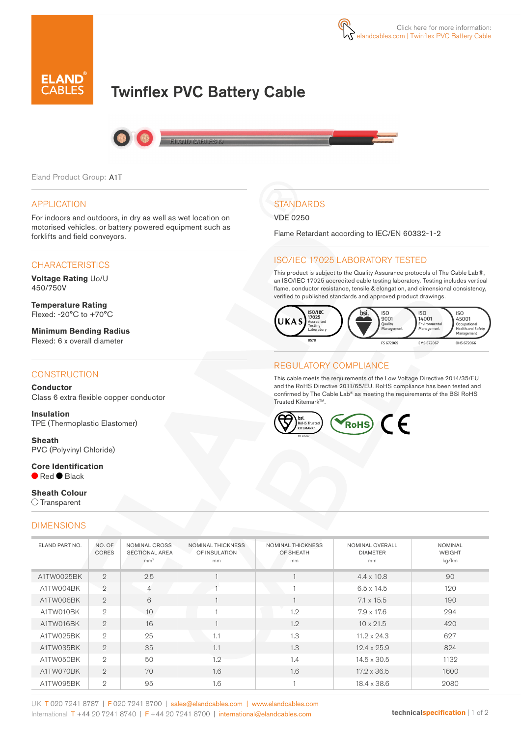Click here for more information: elandcables.com | Twinflex PVC Battery Cable

# Twinflex PVC Battery Cable

Eland Product Group: A1T

## APPLICATION

For indoors and outdoors, in dry as well as wet location on motorised vehicles, or battery powered equipment such as forklifts and field conveyors.

## CHARACTERISTICS

**Voltage Rating** Uo/U
450/750V

**Temperature Rating**
Flexed: -20°C to +70°C

**Minimum Bending Radius**
Flexed: 6 x overall diameter

## CONSTRUCTION

**Conductor**
Class 6 extra flexible copper conductor

**Insulation**
TPE (Thermoplastic Elastomer)

**Sheath**
PVC (Polyvinyl Chloride)

**Core Identification**
Red, Black

**Sheath Colour**
Transparent

## STANDARDS

VDE 0250

Flame Retardant according to IEC/EN 60332-1-2

## ISO/IEC 17025 LABORATORY TESTED

This product is subject to the Quality Assurance protocols of The Cable Lab®, an ISO/IEC 17025 accredited cable testing laboratory. Testing includes vertical flame, conductor resistance, tensile & elongation, and dimensional consistency, verified to published standards and approved product drawings.

UKAS ISO/IEC 17025 Accredited Testing Laboratory 8578 | bsi. ISO 9001 Quality Management FS 672069 | ISO 14001 Environmental Management EMS 672067 | ISO 45001 Occupational Health and Safety Management OHS 672066

## REGULATORY COMPLIANCE

This cable meets the requirements of the Low Voltage Directive 2014/35/EU and the RoHS Directive 2011/65/EU. RoHS compliance has been tested and confirmed by The Cable Lab® as meeting the requirements of the BSI RoHS Trusted Kitemark™.

bsi. RoHS Trusted KITEMARK™ | RoHS | CE

## DIMENSIONS

| ELAND PART NO. | NO. OF CORES | NOMINAL CROSS SECTIONAL AREA mm² | NOMINAL THICKNESS OF INSULATION mm | NOMINAL THICKNESS OF SHEATH mm | NOMINAL OVERALL DIAMETER mm | NOMINAL WEIGHT kg/km |
|---|---|---|---|---|---|---|
| A1TW0025BK | 2 | 2.5 | 1 | 1 | 4.4 x 10.8 | 90 |
| A1TW004BK | 2 | 4 | 1 | 1 | 6.5 x 14.5 | 120 |
| A1TW006BK | 2 | 6 | 1 | 1 | 7.1 x 15.5 | 190 |
| A1TW010BK | 2 | 10 | 1 | 1.2 | 7.9 x 17.6 | 294 |
| A1TW016BK | 2 | 16 | 1 | 1.2 | 10 x 21.5 | 420 |
| A1TW025BK | 2 | 25 | 1.1 | 1.3 | 11.2 x 24.3 | 627 |
| A1TW035BK | 2 | 35 | 1.1 | 1.3 | 12.4 x 25.9 | 824 |
| A1TW050BK | 2 | 50 | 1.2 | 1.4 | 14.5 x 30.5 | 1132 |
| A1TW070BK | 2 | 70 | 1.6 | 1.6 | 17.2 x 36.5 | 1600 |
| A1TW095BK | 2 | 95 | 1.6 | 1 | 18.4 x 38.6 | 2080 |

UK T 020 7241 8787 | F 020 7241 8700 | sales@elandcables.com | www.elandcables.com
International T +44 20 7241 8740 | F +44 20 7241 8700 | international@elandcables.com

technicalspecification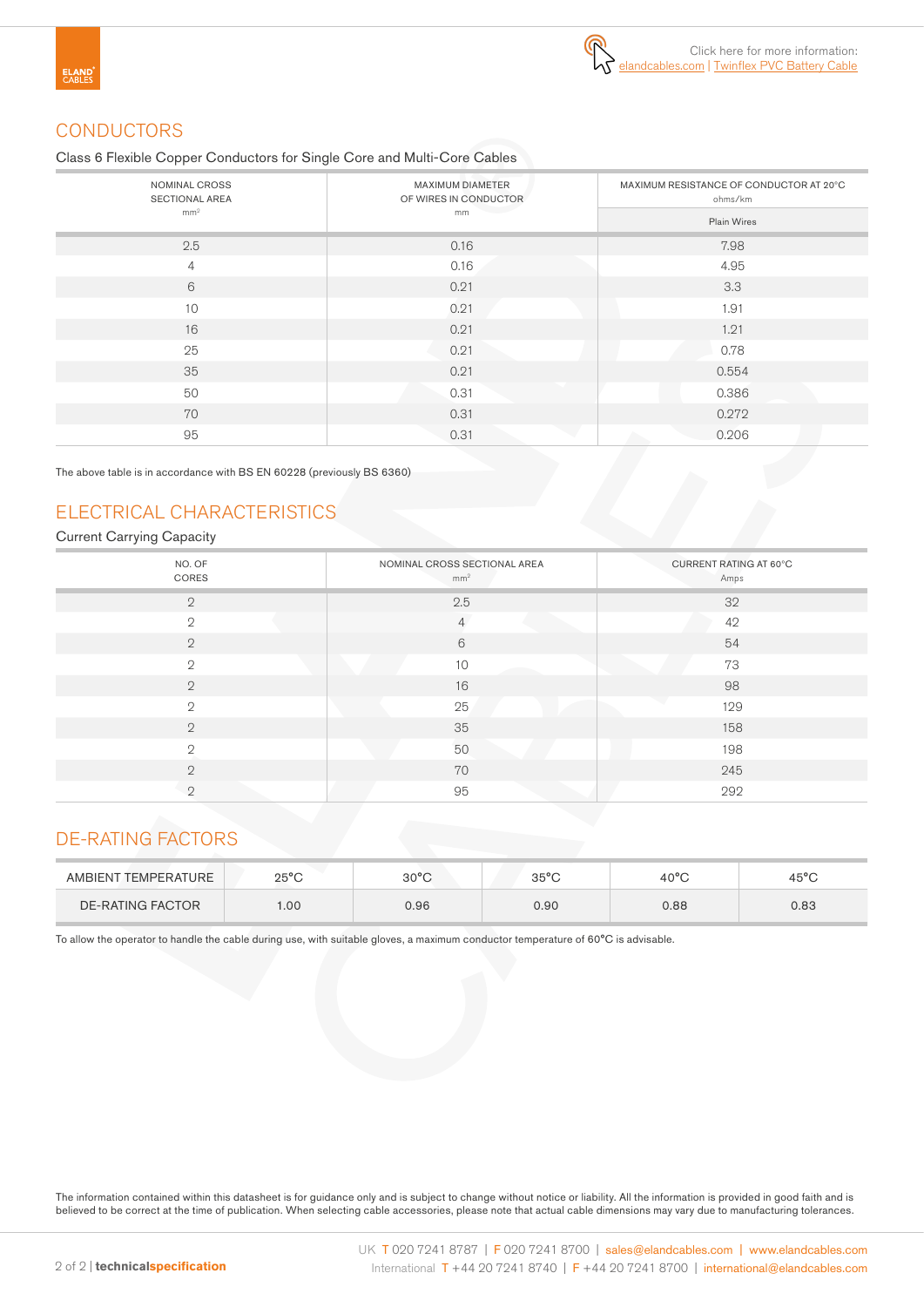Click here for more information: elandcables.com | Twinflex PVC Battery Cable

## CONDUCTORS

Class 6 Flexible Copper Conductors for Single Core and Multi-Core Cables

| NOMINAL CROSS SECTIONAL AREA mm² | MAXIMUM DIAMETER OF WIRES IN CONDUCTOR mm | MAXIMUM RESISTANCE OF CONDUCTOR AT 20°C ohms/km |
|---|---|---|
| | | Plain Wires |
| 2.5 | 0.16 | 7.98 |
| 4 | 0.16 | 4.95 |
| 6 | 0.21 | 3.3 |
| 10 | 0.21 | 1.91 |
| 16 | 0.21 | 1.21 |
| 25 | 0.21 | 0.78 |
| 35 | 0.21 | 0.554 |
| 50 | 0.31 | 0.386 |
| 70 | 0.31 | 0.272 |
| 95 | 0.31 | 0.206 |

The above table is in accordance with BS EN 60228 (previously BS 6360)

## ELECTRICAL CHARACTERISTICS

Current Carrying Capacity

| NO. OF CORES | NOMINAL CROSS SECTIONAL AREA mm² | CURRENT RATING AT 60°C Amps |
|---|---|---|
| 2 | 2.5 | 32 |
| 2 | 4 | 42 |
| 2 | 6 | 54 |
| 2 | 10 | 73 |
| 2 | 16 | 98 |
| 2 | 25 | 129 |
| 2 | 35 | 158 |
| 2 | 50 | 198 |
| 2 | 70 | 245 |
| 2 | 95 | 292 |

## DE-RATING FACTORS

| AMBIENT TEMPERATURE | 25°C | 30°C | 35°C | 40°C | 45°C |
|---|---|---|---|---|---|
| DE-RATING FACTOR | 1.00 | 0.96 | 0.90 | 0.88 | 0.83 |

To allow the operator to handle the cable during use, with suitable gloves, a maximum conductor temperature of 60°C is advisable.

The information contained within this datasheet is for guidance only and is subject to change without notice or liability. All the information is provided in good faith and is believed to be correct at the time of publication. When selecting cable accessories, please note that actual cable dimensions may vary due to manufacturing tolerances.

UK T 020 7241 8787 | F 020 7241 8700 | sales@elandcables.com | www.elandcables.com
International T +44 20 7241 8740 | F +44 20 7241 8700 | international@elandcables.com